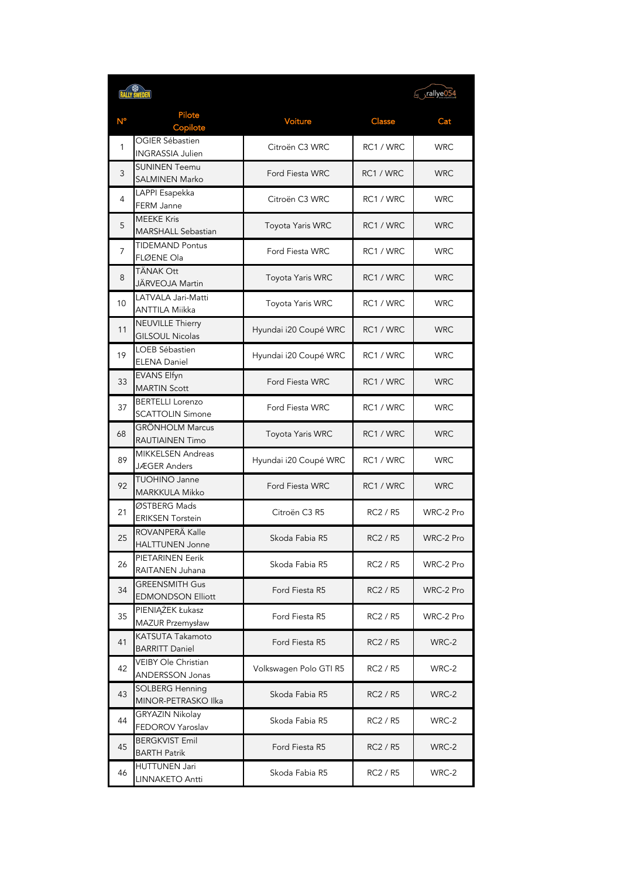| N° | Pilote Copilote | Voiture | Classe | Cat |
|---|---|---|---|---|
| 1 | OGIER Sébastien INGRASSIA Julien | Citroën C3 WRC | RC1 / WRC | WRC |
| 3 | SUNINEN Teemu SALMINEN Marko | Ford Fiesta WRC | RC1 / WRC | WRC |
| 4 | LAPPI Esapekka FERM Janne | Citroën C3 WRC | RC1 / WRC | WRC |
| 5 | MEEKE Kris MARSHALL Sebastian | Toyota Yaris WRC | RC1 / WRC | WRC |
| 7 | TIDEMAND Pontus FLØENE Ola | Ford Fiesta WRC | RC1 / WRC | WRC |
| 8 | TÄNAK Ott JÄRVEOJA Martin | Toyota Yaris WRC | RC1 / WRC | WRC |
| 10 | LATVALA Jari-Matti ANTTILA Miikka | Toyota Yaris WRC | RC1 / WRC | WRC |
| 11 | NEUVILLE Thierry GILSOUL Nicolas | Hyundai i20 Coupé WRC | RC1 / WRC | WRC |
| 19 | LOEB Sébastien ELENA Daniel | Hyundai i20 Coupé WRC | RC1 / WRC | WRC |
| 33 | EVANS Elfyn MARTIN Scott | Ford Fiesta WRC | RC1 / WRC | WRC |
| 37 | BERTELLI Lorenzo SCATTOLIN Simone | Ford Fiesta WRC | RC1 / WRC | WRC |
| 68 | GRÖNHOLM Marcus RAUTIAINEN Timo | Toyota Yaris WRC | RC1 / WRC | WRC |
| 89 | MIKKELSEN Andreas JÆGER Anders | Hyundai i20 Coupé WRC | RC1 / WRC | WRC |
| 92 | TUOHINO Janne MARKKULA Mikko | Ford Fiesta WRC | RC1 / WRC | WRC |
| 21 | ØSTBERG Mads ERIKSEN Torstein | Citroën C3 R5 | RC2 / R5 | WRC-2 Pro |
| 25 | ROVANPERÄ Kalle HALTTUNEN Jonne | Skoda Fabia R5 | RC2 / R5 | WRC-2 Pro |
| 26 | PIETARINEN Eerik RAITANEN Juhana | Skoda Fabia R5 | RC2 / R5 | WRC-2 Pro |
| 34 | GREENSMITH Gus EDMONDSON Elliott | Ford Fiesta R5 | RC2 / R5 | WRC-2 Pro |
| 35 | PIENIĄŻEK Łukasz MAZUR Przemysław | Ford Fiesta R5 | RC2 / R5 | WRC-2 Pro |
| 41 | KATSUTA Takamoto BARRITT Daniel | Ford Fiesta R5 | RC2 / R5 | WRC-2 |
| 42 | VEIBY Ole Christian ANDERSSON Jonas | Volkswagen Polo GTI R5 | RC2 / R5 | WRC-2 |
| 43 | SOLBERG Henning MINOR-PETRASKO Ilka | Skoda Fabia R5 | RC2 / R5 | WRC-2 |
| 44 | GRYAZIN Nikolay FEDOROV Yaroslav | Skoda Fabia R5 | RC2 / R5 | WRC-2 |
| 45 | BERGKVIST Emil BARTH Patrik | Ford Fiesta R5 | RC2 / R5 | WRC-2 |
| 46 | HUTTUNEN Jari LINNAKETO Antti | Skoda Fabia R5 | RC2 / R5 | WRC-2 |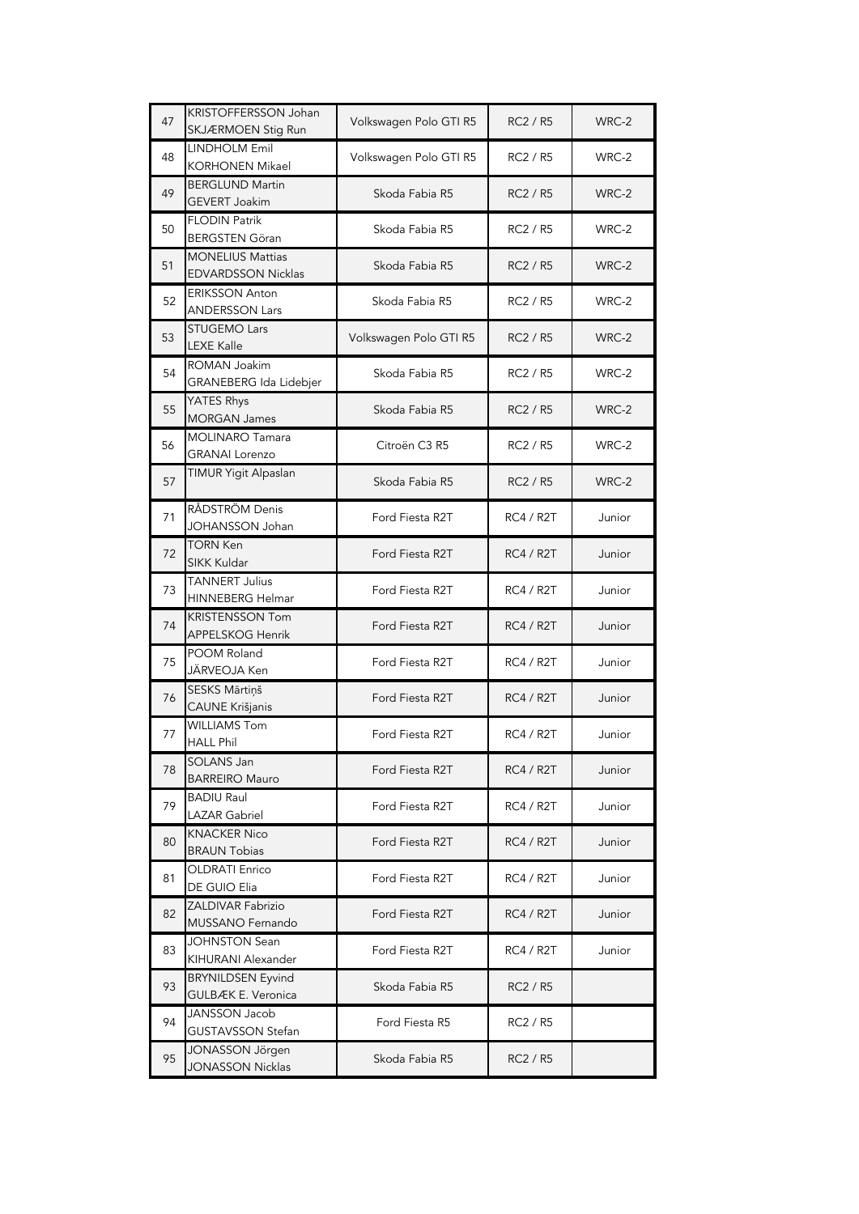| 47 | KRISTOFFERSSON Johan<br>SKJÆRMOEN Stig Run | Volkswagen Polo GTI R5 | RC2 / R5 | WRC-2 |
|---|---|---|---|---|
| 48 | LINDHOLM Emil<br>KORHONEN Mikael | Volkswagen Polo GTI R5 | RC2 / R5 | WRC-2 |
| 49 | BERGLUND Martin<br>GEVERT Joakim | Skoda Fabia R5 | RC2 / R5 | WRC-2 |
| 50 | FLODIN Patrik<br>BERGSTEN Göran | Skoda Fabia R5 | RC2 / R5 | WRC-2 |
| 51 | MONELIUS Mattias<br>EDVARDSSON Nicklas | Skoda Fabia R5 | RC2 / R5 | WRC-2 |
| 52 | ERIKSSON Anton<br>ANDERSSON Lars | Skoda Fabia R5 | RC2 / R5 | WRC-2 |
| 53 | STUGEMO Lars<br>LEXE Kalle | Volkswagen Polo GTI R5 | RC2 / R5 | WRC-2 |
| 54 | ROMAN Joakim<br>GRANEBERG Ida Lidebjer | Skoda Fabia R5 | RC2 / R5 | WRC-2 |
| 55 | YATES Rhys<br>MORGAN James | Skoda Fabia R5 | RC2 / R5 | WRC-2 |
| 56 | MOLINARO Tamara<br>GRANAI Lorenzo | Citroën C3 R5 | RC2 / R5 | WRC-2 |
| 57 | TIMUR Yigit Alpaslan | Skoda Fabia R5 | RC2 / R5 | WRC-2 |
| 71 | RÅDSTRÖM Denis<br>JOHANSSON Johan | Ford Fiesta R2T | RC4 / R2T | Junior |
| 72 | TORN Ken<br>SIKK Kuldar | Ford Fiesta R2T | RC4 / R2T | Junior |
| 73 | TANNERT Julius<br>HINNEBERG Helmar | Ford Fiesta R2T | RC4 / R2T | Junior |
| 74 | KRISTENSSON Tom<br>APPELSKOG Henrik | Ford Fiesta R2T | RC4 / R2T | Junior |
| 75 | POOM Roland<br>JÄRVEOJA Ken | Ford Fiesta R2T | RC4 / R2T | Junior |
| 76 | SESKS Mārtiņš<br>CAUNE Krišjanis | Ford Fiesta R2T | RC4 / R2T | Junior |
| 77 | WILLIAMS Tom<br>HALL Phil | Ford Fiesta R2T | RC4 / R2T | Junior |
| 78 | SOLANS Jan<br>BARREIRO Mauro | Ford Fiesta R2T | RC4 / R2T | Junior |
| 79 | BADIU Raul<br>LAZAR Gabriel | Ford Fiesta R2T | RC4 / R2T | Junior |
| 80 | KNACKER Nico<br>BRAUN Tobias | Ford Fiesta R2T | RC4 / R2T | Junior |
| 81 | OLDRATI Enrico<br>DE GUIO Elia | Ford Fiesta R2T | RC4 / R2T | Junior |
| 82 | ZALDIVAR Fabrizio<br>MUSSANO Fernando | Ford Fiesta R2T | RC4 / R2T | Junior |
| 83 | JOHNSTON Sean<br>KIHURANI Alexander | Ford Fiesta R2T | RC4 / R2T | Junior |
| 93 | BRYNILDSEN Eyvind<br>GULBÆK E. Veronica | Skoda Fabia R5 | RC2 / R5 | |
| 94 | JANSSON Jacob<br>GUSTAVSSON Stefan | Ford Fiesta R5 | RC2 / R5 | |
| 95 | JONASSON Jörgen<br>JONASSON Nicklas | Skoda Fabia R5 | RC2 / R5 | |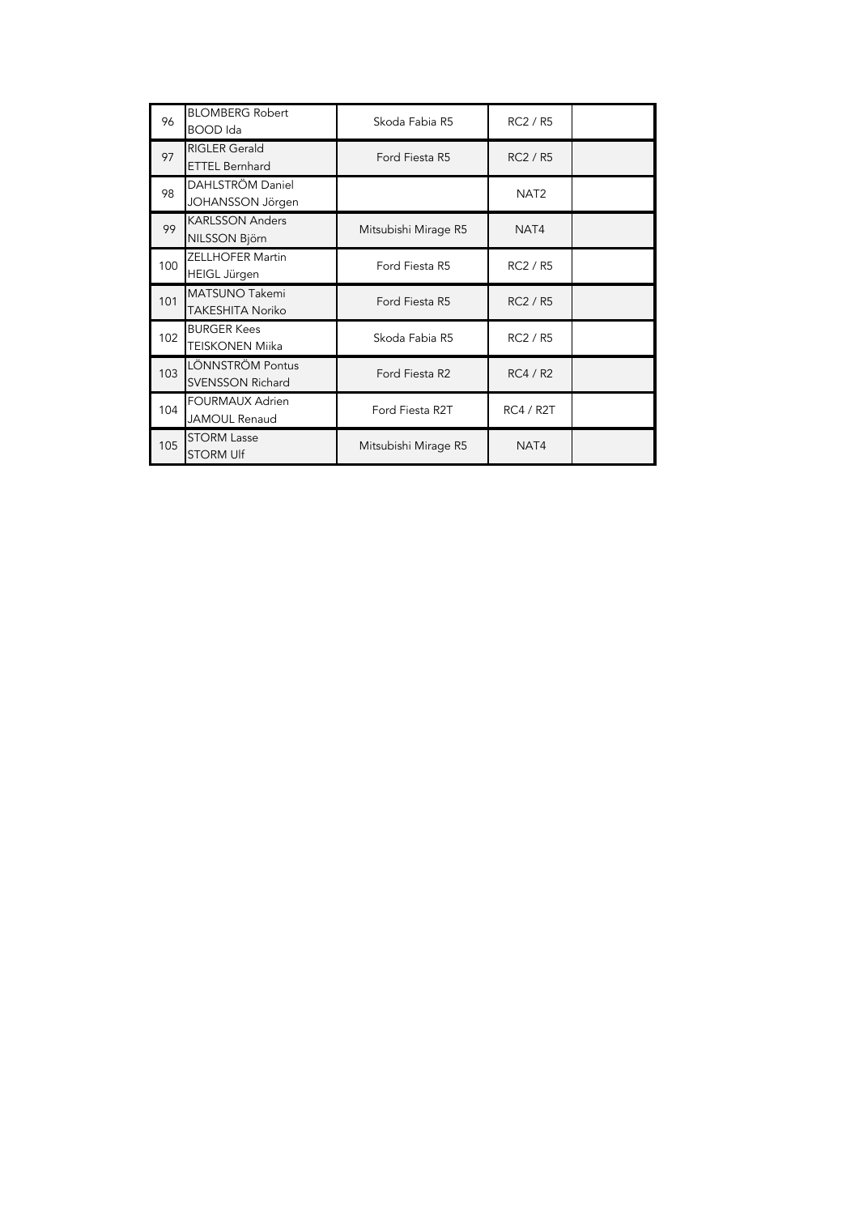| | | | | |
|---|---|---|---|---|
| 96 | BLOMBERG Robert<br>BOOD Ida | Skoda Fabia R5 | RC2 / R5 | |
| 97 | RIGLER Gerald<br>ETTEL Bernhard | Ford Fiesta R5 | RC2 / R5 | |
| 98 | DAHLSTRÖM Daniel<br>JOHANSSON Jörgen | | NAT2 | |
| 99 | KARLSSON Anders<br>NILSSON Björn | Mitsubishi Mirage R5 | NAT4 | |
| 100 | ZELLHOFER Martin<br>HEIGL Jürgen | Ford Fiesta R5 | RC2 / R5 | |
| 101 | MATSUNO Takemi<br>TAKESHITA Noriko | Ford Fiesta R5 | RC2 / R5 | |
| 102 | BURGER Kees<br>TEISKONEN Miika | Skoda Fabia R5 | RC2 / R5 | |
| 103 | LÖNNSTRÖM Pontus<br>SVENSSON Richard | Ford Fiesta R2 | RC4 / R2 | |
| 104 | FOURMAUX Adrien<br>JAMOUL Renaud | Ford Fiesta R2T | RC4 / R2T | |
| 105 | STORM Lasse<br>STORM Ulf | Mitsubishi Mirage R5 | NAT4 | |